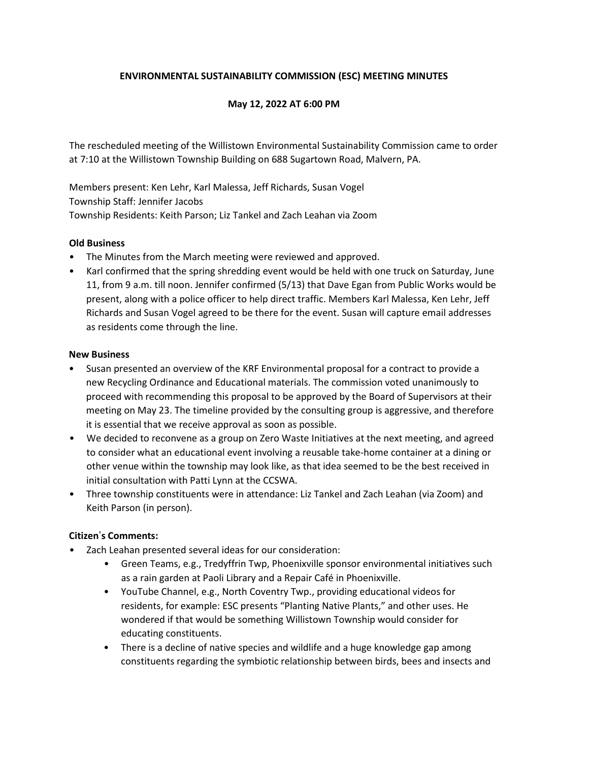**ENVIRONMENTAL SUSTAINABILITY COMMISSION (ESC) MEETING MINUTES**

**May 12, 2022 AT 6:00 PM**

The rescheduled meeting of the Willistown Environmental Sustainability Commission came to order at 7:10 at the Willistown Township Building on 688 Sugartown Road, Malvern, PA.

Members present: Ken Lehr, Karl Malessa, Jeff Richards, Susan Vogel
Township Staff: Jennifer Jacobs
Township Residents: Keith Parson; Liz Tankel and Zach Leahan via Zoom

**Old Business**

- The Minutes from the March meeting were reviewed and approved.
- Karl confirmed that the spring shredding event would be held with one truck on Saturday, June 11, from 9 a.m. till noon. Jennifer confirmed (5/13) that Dave Egan from Public Works would be present, along with a police officer to help direct traffic. Members Karl Malessa, Ken Lehr, Jeff Richards and Susan Vogel agreed to be there for the event. Susan will capture email addresses as residents come through the line.

**New Business**

- Susan presented an overview of the KRF Environmental proposal for a contract to provide a new Recycling Ordinance and Educational materials. The commission voted unanimously to proceed with recommending this proposal to be approved by the Board of Supervisors at their meeting on May 23. The timeline provided by the consulting group is aggressive, and therefore it is essential that we receive approval as soon as possible.
- We decided to reconvene as a group on Zero Waste Initiatives at the next meeting, and agreed to consider what an educational event involving a reusable take-home container at a dining or other venue within the township may look like, as that idea seemed to be the best received in initial consultation with Patti Lynn at the CCSWA.
- Three township constituents were in attendance: Liz Tankel and Zach Leahan (via Zoom) and Keith Parson (in person).

**Citizen's Comments:**

- Zach Leahan presented several ideas for our consideration:
  - Green Teams, e.g., Tredyffrin Twp, Phoenixville sponsor environmental initiatives such as a rain garden at Paoli Library and a Repair Café in Phoenixville.
  - YouTube Channel, e.g., North Coventry Twp., providing educational videos for residents, for example: ESC presents "Planting Native Plants," and other uses. He wondered if that would be something Willistown Township would consider for educating constituents.
  - There is a decline of native species and wildlife and a huge knowledge gap among constituents regarding the symbiotic relationship between birds, bees and insects and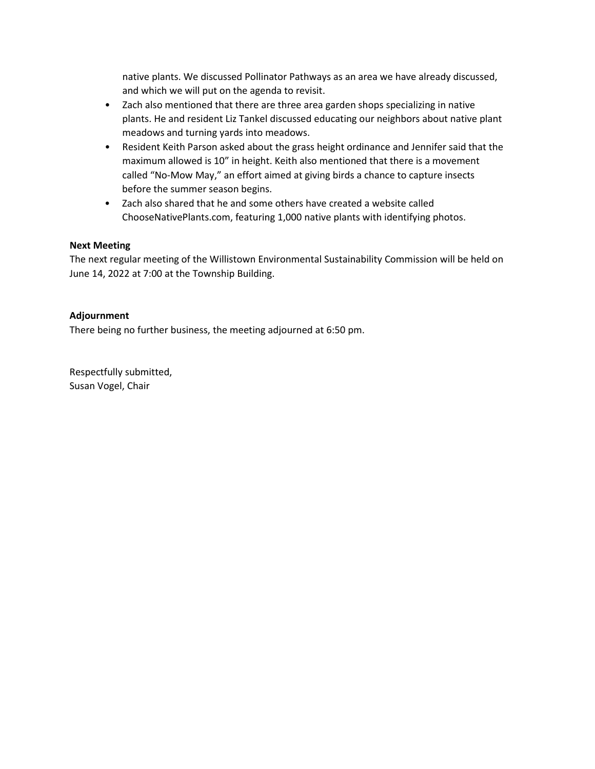native plants. We discussed Pollinator Pathways as an area we have already discussed, and which we will put on the agenda to revisit.

- Zach also mentioned that there are three area garden shops specializing in native plants. He and resident Liz Tankel discussed educating our neighbors about native plant meadows and turning yards into meadows.
- Resident Keith Parson asked about the grass height ordinance and Jennifer said that the maximum allowed is 10" in height. Keith also mentioned that there is a movement called "No-Mow May," an effort aimed at giving birds a chance to capture insects before the summer season begins.
- Zach also shared that he and some others have created a website called ChooseNativePlants.com, featuring 1,000 native plants with identifying photos.

**Next Meeting**

The next regular meeting of the Willistown Environmental Sustainability Commission will be held on June 14, 2022 at 7:00 at the Township Building.

**Adjournment**

There being no further business, the meeting adjourned at 6:50 pm.

Respectfully submitted,
Susan Vogel, Chair